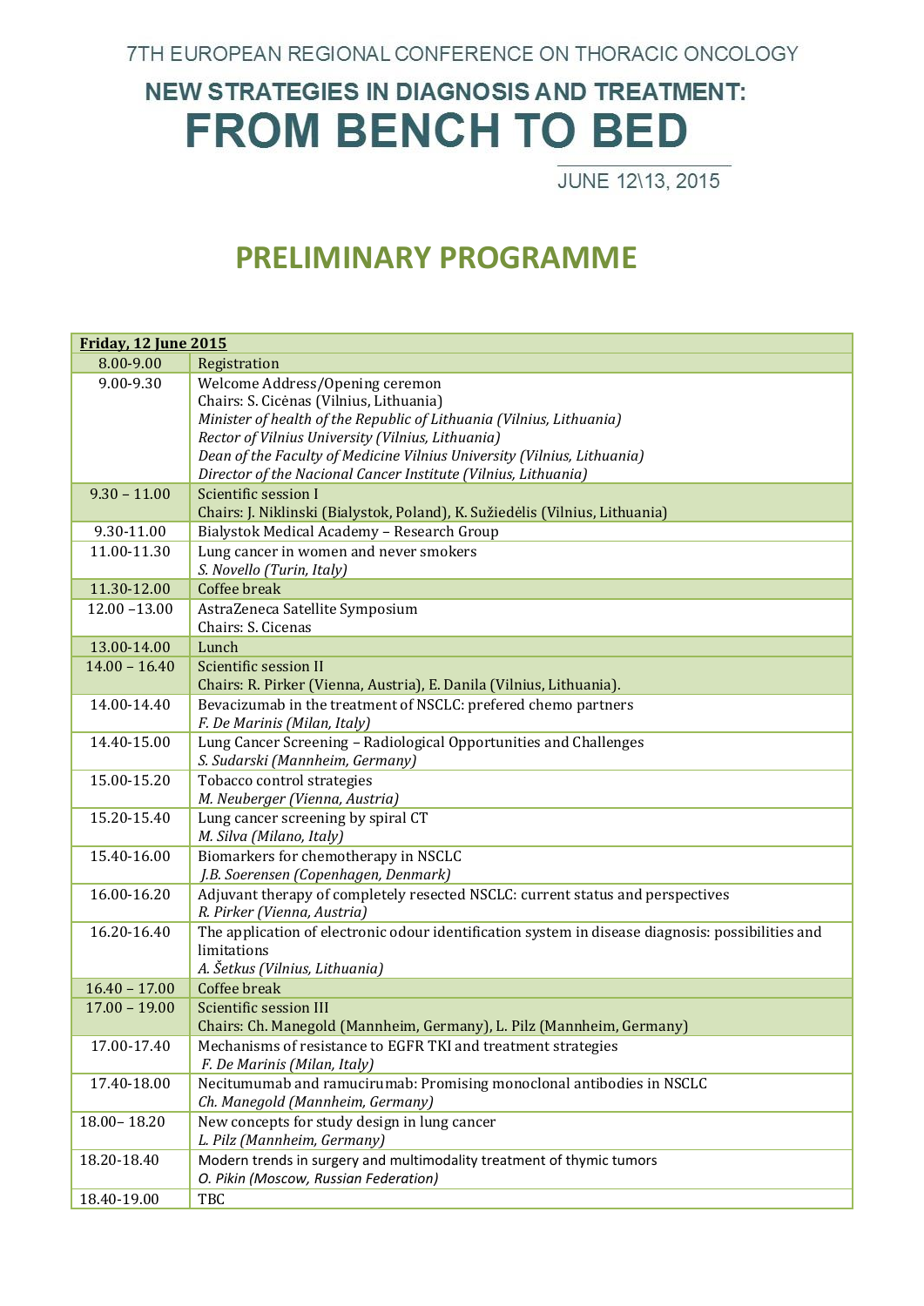7TH EUROPEAN REGIONAL CONFERENCE ON THORACIC ONCOLOGY

# NEW STRATEGIES IN DIAGNOSIS AND TREATMENT:
# FROM BENCH TO BED

JUNE 12\13, 2015

## PRELIMINARY PROGRAMME

| **Friday, 12 June 2015** | |
|---|---|
| 8.00-9.00 | Registration |
| 9.00-9.30 | Welcome Address/Opening ceremon<br>Chairs: S. Cicėnas (Vilnius, Lithuania)<br>*Minister of health of the Republic of Lithuania (Vilnius, Lithuania)*<br>*Rector of Vilnius University (Vilnius, Lithuania)*<br>*Dean of the Faculty of Medicine Vilnius University (Vilnius, Lithuania)*<br>*Director of the Nacional Cancer Institute (Vilnius, Lithuania)* |
| 9.30 – 11.00 | Scientific session I<br>Chairs: J. Niklinski (Bialystok, Poland), K. Sužiedėlis (Vilnius, Lithuania) |
| 9.30-11.00 | Bialystok Medical Academy – Research Group |
| 11.00-11.30 | Lung cancer in women and never smokers<br>*S. Novello (Turin, Italy)* |
| 11.30-12.00 | Coffee break |
| 12.00 –13.00 | AstraZeneca Satellite Symposium<br>Chairs: S. Cicenas |
| 13.00-14.00 | Lunch |
| 14.00 – 16.40 | Scientific session II<br>Chairs: R. Pirker (Vienna, Austria), E. Danila (Vilnius, Lithuania). |
| 14.00-14.40 | Bevacizumab in the treatment of NSCLC: prefered chemo partners<br>*F. De Marinis (Milan, Italy)* |
| 14.40-15.00 | Lung Cancer Screening – Radiological Opportunities and Challenges<br>*S. Sudarski (Mannheim, Germany)* |
| 15.00-15.20 | Tobacco control strategies<br>*M. Neuberger (Vienna, Austria)* |
| 15.20-15.40 | Lung cancer screening by spiral CT<br>*M. Silva (Milano, Italy)* |
| 15.40-16.00 | Biomarkers for chemotherapy in NSCLC<br>*J.B. Soerensen (Copenhagen, Denmark)* |
| 16.00-16.20 | Adjuvant therapy of completely resected NSCLC: current status and perspectives<br>*R. Pirker (Vienna, Austria)* |
| 16.20-16.40 | The application of electronic odour identification system in disease diagnosis: possibilities and limitations<br>*A. Šetkus (Vilnius, Lithuania)* |
| 16.40 – 17.00 | Coffee break |
| 17.00 – 19.00 | Scientific session III<br>Chairs: Ch. Manegold (Mannheim, Germany), L. Pilz (Mannheim, Germany) |
| 17.00-17.40 | Mechanisms of resistance to EGFR TKI and treatment strategies<br>*F. De Marinis (Milan, Italy)* |
| 17.40-18.00 | Necitumumab and ramucirumab: Promising monoclonal antibodies in NSCLC<br>*Ch. Manegold (Mannheim, Germany)* |
| 18.00– 18.20 | New concepts for study design in lung cancer<br>*L. Pilz (Mannheim, Germany)* |
| 18.20-18.40 | Modern trends in surgery and multimodality treatment of thymic tumors<br>*O. Pikin (Moscow, Russian Federation)* |
| 18.40-19.00 | TBC |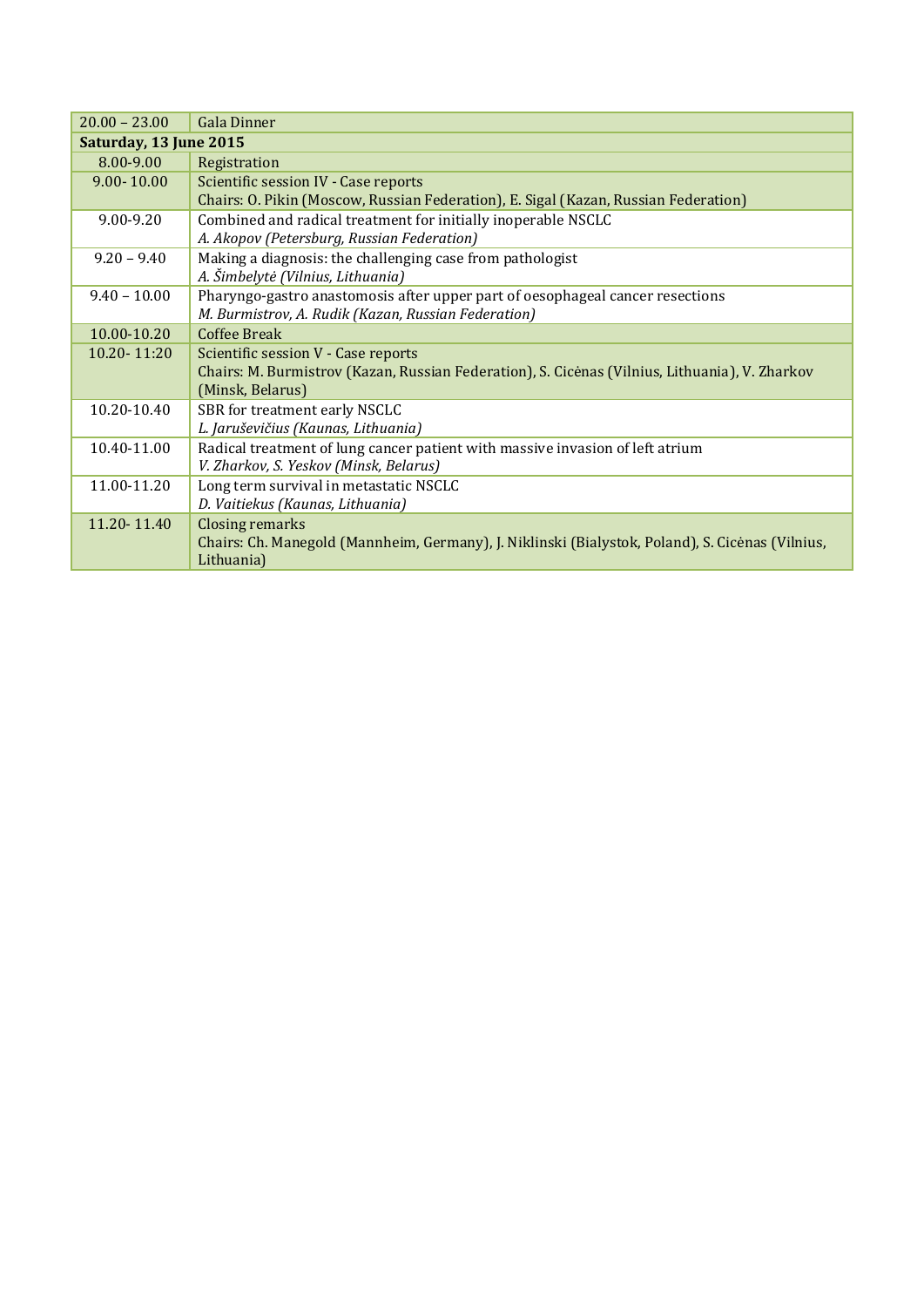| | |
|---|---|
| 20.00 – 23.00 | Gala Dinner |
| **Saturday, 13 June 2015** | |
| 8.00-9.00 | Registration |
| 9.00- 10.00 | Scientific session IV - Case reports<br>Chairs: O. Pikin (Moscow, Russian Federation), E. Sigal (Kazan, Russian Federation) |
| 9.00-9.20 | Combined and radical treatment for initially inoperable NSCLC<br>*A. Akopov (Petersburg, Russian Federation)* |
| 9.20 – 9.40 | Making a diagnosis: the challenging case from pathologist<br>*A. Šimbelytė (Vilnius, Lithuania)* |
| 9.40 – 10.00 | Pharyngo-gastro anastomosis after upper part of oesophageal cancer resections<br>*M. Burmistrov, A. Rudik (Kazan, Russian Federation)* |
| 10.00-10.20 | Coffee Break |
| 10.20- 11:20 | Scientific session V - Case reports<br>Chairs: M. Burmistrov (Kazan, Russian Federation), S. Cicėnas (Vilnius, Lithuania), V. Zharkov (Minsk, Belarus) |
| 10.20-10.40 | SBR for treatment early NSCLC<br>*L. Jaruševičius (Kaunas, Lithuania)* |
| 10.40-11.00 | Radical treatment of lung cancer patient with massive invasion of left atrium<br>*V. Zharkov, S. Yeskov (Minsk, Belarus)* |
| 11.00-11.20 | Long term survival in metastatic NSCLC<br>*D. Vaitiekus (Kaunas, Lithuania)* |
| 11.20- 11.40 | Closing remarks<br>Chairs: Ch. Manegold (Mannheim, Germany), J. Niklinski (Bialystok, Poland), S. Cicėnas (Vilnius, Lithuania) |